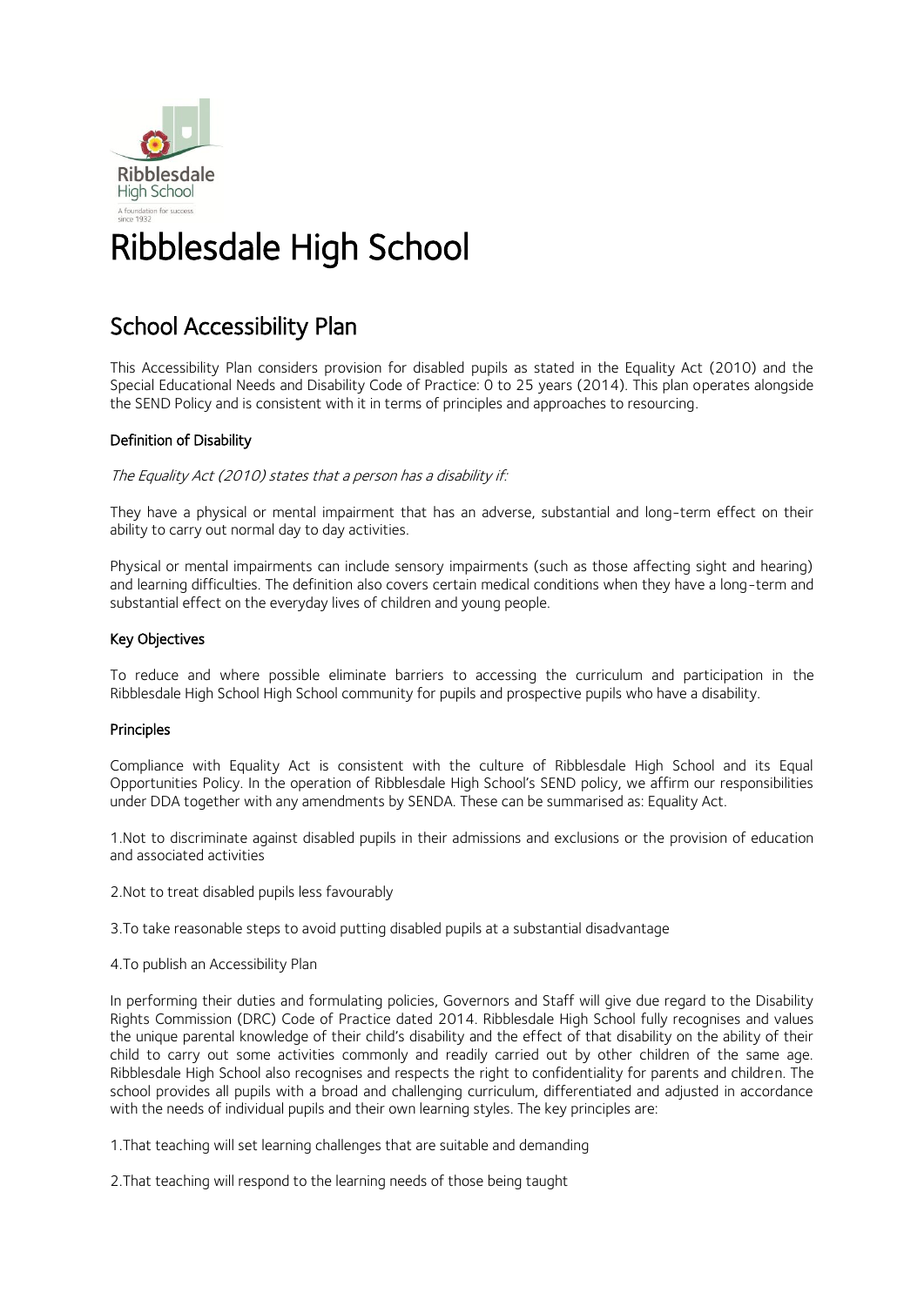# Ribblesdale High School

## School Accessibility Plan

This Accessibility Plan considers provision for disabled pupils as stated in the Equality Act (2010) and the Special Educational Needs and Disability Code of Practice: 0 to 25 years (2014). This plan operates alongside the SEND Policy and is consistent with it in terms of principles and approaches to resourcing.

### Definition of Disability

*The Equality Act (2010) states that a person has a disability if:*

They have a physical or mental impairment that has an adverse, substantial and long-term effect on their ability to carry out normal day to day activities.

Physical or mental impairments can include sensory impairments (such as those affecting sight and hearing) and learning difficulties. The definition also covers certain medical conditions when they have a long-term and substantial effect on the everyday lives of children and young people.

### Key Objectives

To reduce and where possible eliminate barriers to accessing the curriculum and participation in the Ribblesdale High School High School community for pupils and prospective pupils who have a disability.

### Principles

Compliance with Equality Act is consistent with the culture of Ribblesdale High School and its Equal Opportunities Policy. In the operation of Ribblesdale High School's SEND policy, we affirm our responsibilities under DDA together with any amendments by SENDA. These can be summarised as: Equality Act.

1.Not to discriminate against disabled pupils in their admissions and exclusions or the provision of education and associated activities

2.Not to treat disabled pupils less favourably

3.To take reasonable steps to avoid putting disabled pupils at a substantial disadvantage

4.To publish an Accessibility Plan

In performing their duties and formulating policies, Governors and Staff will give due regard to the Disability Rights Commission (DRC) Code of Practice dated 2014. Ribblesdale High School fully recognises and values the unique parental knowledge of their child's disability and the effect of that disability on the ability of their child to carry out some activities commonly and readily carried out by other children of the same age. Ribblesdale High School also recognises and respects the right to confidentiality for parents and children. The school provides all pupils with a broad and challenging curriculum, differentiated and adjusted in accordance with the needs of individual pupils and their own learning styles. The key principles are:

1.That teaching will set learning challenges that are suitable and demanding

2.That teaching will respond to the learning needs of those being taught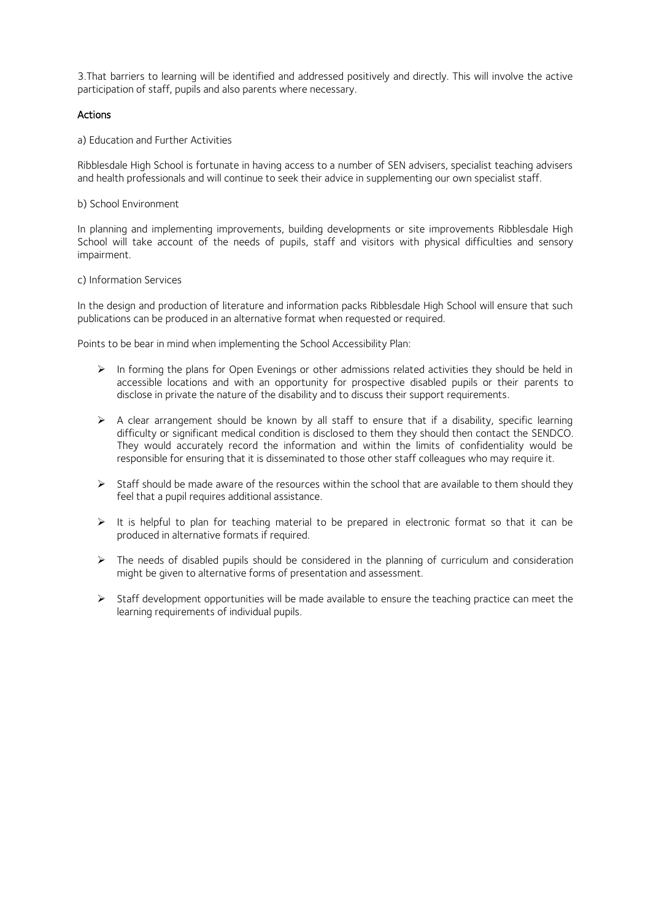3.That barriers to learning will be identified and addressed positively and directly. This will involve the active participation of staff, pupils and also parents where necessary.

## Actions

a) Education and Further Activities

Ribblesdale High School is fortunate in having access to a number of SEN advisers, specialist teaching advisers and health professionals and will continue to seek their advice in supplementing our own specialist staff.

b) School Environment

In planning and implementing improvements, building developments or site improvements Ribblesdale High School will take account of the needs of pupils, staff and visitors with physical difficulties and sensory impairment.

c) Information Services

In the design and production of literature and information packs Ribblesdale High School will ensure that such publications can be produced in an alternative format when requested or required.

Points to be bear in mind when implementing the School Accessibility Plan:

- In forming the plans for Open Evenings or other admissions related activities they should be held in accessible locations and with an opportunity for prospective disabled pupils or their parents to disclose in private the nature of the disability and to discuss their support requirements.
- A clear arrangement should be known by all staff to ensure that if a disability, specific learning difficulty or significant medical condition is disclosed to them they should then contact the SENDCO. They would accurately record the information and within the limits of confidentiality would be responsible for ensuring that it is disseminated to those other staff colleagues who may require it.
- Staff should be made aware of the resources within the school that are available to them should they feel that a pupil requires additional assistance.
- It is helpful to plan for teaching material to be prepared in electronic format so that it can be produced in alternative formats if required.
- The needs of disabled pupils should be considered in the planning of curriculum and consideration might be given to alternative forms of presentation and assessment.
- Staff development opportunities will be made available to ensure the teaching practice can meet the learning requirements of individual pupils.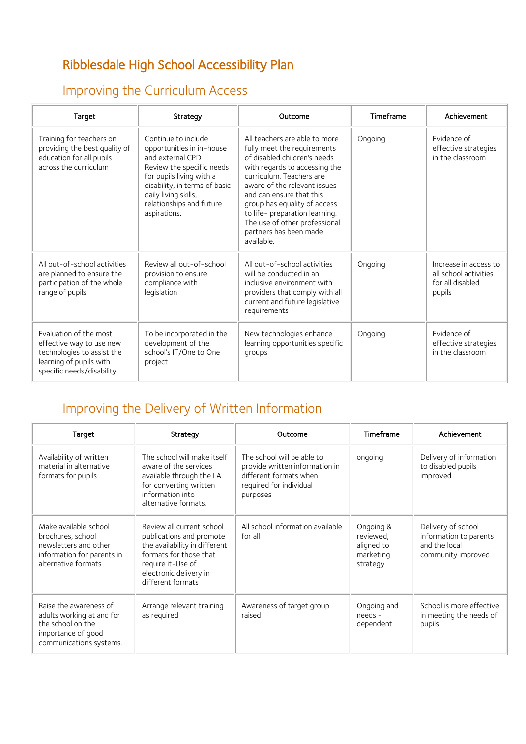# Ribblesdale High School Accessibility Plan

## Improving the Curriculum Access

| Target | Strategy | Outcome | Timeframe | Achievement |
|---|---|---|---|---|
| Training for teachers on providing the best quality of education for all pupils across the curriculum | Continue to include opportunities in in-house and external CPD Review the specific needs for pupils living with a disability, in terms of basic daily living skills, relationships and future aspirations. | All teachers are able to more fully meet the requirements of disabled children's needs with regards to accessing the curriculum. Teachers are aware of the relevant issues and can ensure that this group has equality of access to life- preparation learning. The use of other professional partners has been made available. | Ongoing | Evidence of effective strategies in the classroom |
| All out-of-school activities are planned to ensure the participation of the whole range of pupils | Review all out-of-school provision to ensure compliance with legislation | All out-of-school activities will be conducted in an inclusive environment with providers that comply with all current and future legislative requirements | Ongoing | Increase in access to all school activities for all disabled pupils |
| Evaluation of the most effective way to use new technologies to assist the learning of pupils with specific needs/disability | To be incorporated in the development of the school's IT/One to One project | New technologies enhance learning opportunities specific groups | Ongoing | Evidence of effective strategies in the classroom |

## Improving the Delivery of Written Information

| Target | Strategy | Outcome | Timeframe | Achievement |
|---|---|---|---|---|
| Availability of written material in alternative formats for pupils | The school will make itself aware of the services available through the LA for converting written information into alternative formats. | The school will be able to provide written information in different formats when required for individual purposes | ongoing | Delivery of information to disabled pupils improved |
| Make available school brochures, school newsletters and other information for parents in alternative formats | Review all current school publications and promote the availability in different formats for those that require it-Use of electronic delivery in different formats | All school information available for all | Ongoing & reviewed, aligned to marketing strategy | Delivery of school information to parents and the local community improved |
| Raise the awareness of adults working at and for the school on the importance of good communications systems. | Arrange relevant training as required | Awareness of target group raised | Ongoing and needs - dependent | School is more effective in meeting the needs of pupils. |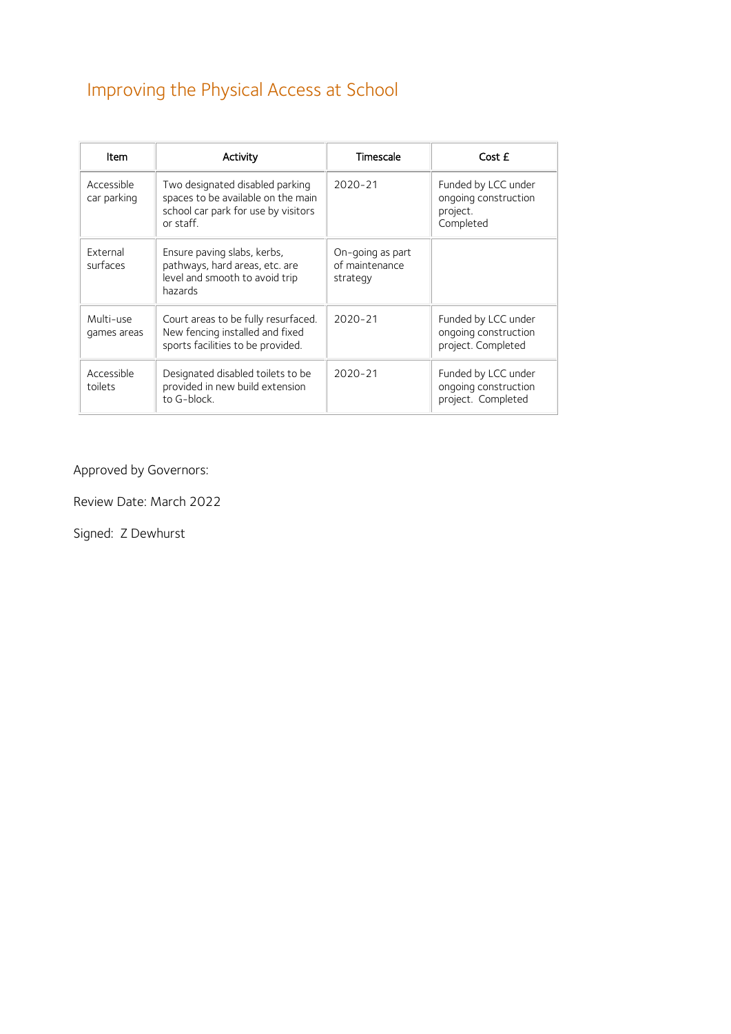## Improving the Physical Access at School

| Item | Activity | Timescale | Cost £ |
|---|---|---|---|
| Accessible car parking | Two designated disabled parking spaces to be available on the main school car park for use by visitors or staff. | 2020-21 | Funded by LCC under ongoing construction project. Completed |
| External surfaces | Ensure paving slabs, kerbs, pathways, hard areas, etc. are level and smooth to avoid trip hazards | On-going as part of maintenance strategy | |
| Multi-use games areas | Court areas to be fully resurfaced. New fencing installed and fixed sports facilities to be provided. | 2020-21 | Funded by LCC under ongoing construction project. Completed |
| Accessible toilets | Designated disabled toilets to be provided in new build extension to G-block. | 2020-21 | Funded by LCC under ongoing construction project. Completed |

Approved by Governors:

Review Date: March 2022

Signed: Z Dewhurst